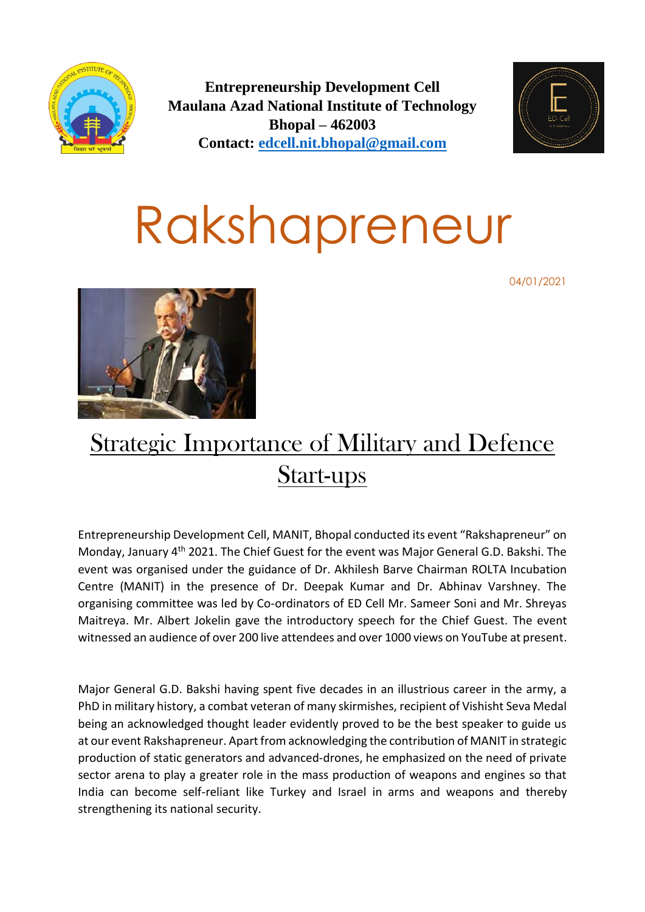**Entrepreneurship Development Cell**
**Maulana Azad National Institute of Technology**
**Bhopal – 462003**
**Contact: edcell.nit.bhopal@gmail.com**

# Rakshapreneur

04/01/2021

## Strategic Importance of Military and Defence Start-ups

Entrepreneurship Development Cell, MANIT, Bhopal conducted its event "Rakshapreneur" on Monday, January 4th 2021. The Chief Guest for the event was Major General G.D. Bakshi. The event was organised under the guidance of Dr. Akhilesh Barve Chairman ROLTA Incubation Centre (MANIT) in the presence of Dr. Deepak Kumar and Dr. Abhinav Varshney. The organising committee was led by Co-ordinators of ED Cell Mr. Sameer Soni and Mr. Shreyas Maitreya. Mr. Albert Jokelin gave the introductory speech for the Chief Guest. The event witnessed an audience of over 200 live attendees and over 1000 views on YouTube at present.

Major General G.D. Bakshi having spent five decades in an illustrious career in the army, a PhD in military history, a combat veteran of many skirmishes, recipient of Vishisht Seva Medal being an acknowledged thought leader evidently proved to be the best speaker to guide us at our event Rakshapreneur. Apart from acknowledging the contribution of MANIT in strategic production of static generators and advanced-drones, he emphasized on the need of private sector arena to play a greater role in the mass production of weapons and engines so that India can become self-reliant like Turkey and Israel in arms and weapons and thereby strengthening its national security.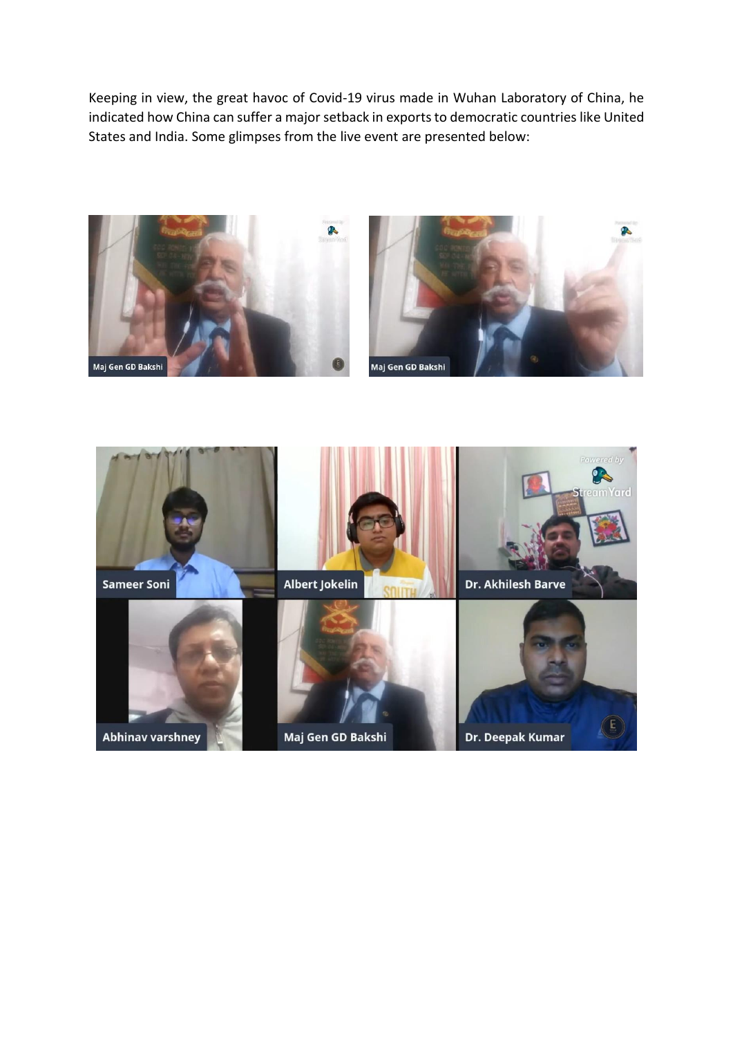Keeping in view, the great havoc of Covid-19 virus made in Wuhan Laboratory of China, he indicated how China can suffer a major setback in exports to democratic countries like United States and India. Some glimpses from the live event are presented below: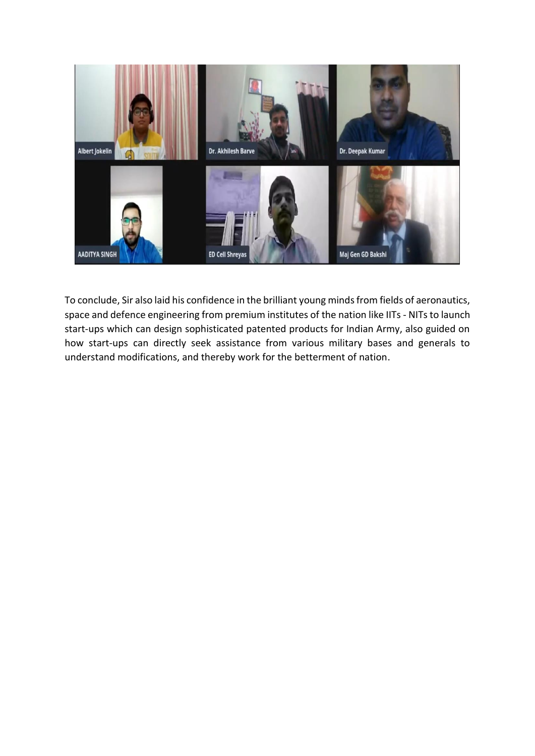To conclude, Sir also laid his confidence in the brilliant young minds from fields of aeronautics, space and defence engineering from premium institutes of the nation like IITs - NITs to launch start-ups which can design sophisticated patented products for Indian Army, also guided on how start-ups can directly seek assistance from various military bases and generals to understand modifications, and thereby work for the betterment of nation.